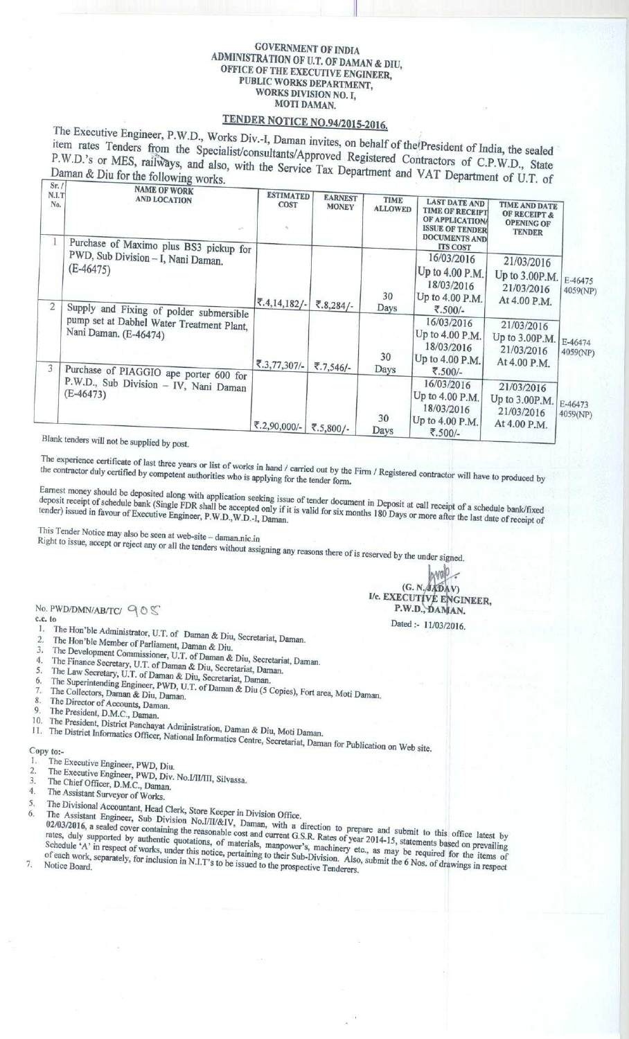**GOVERNMENT OF INDIA**
**ADMINISTRATION OF U.T. OF DAMAN & DIU,**
**OFFICE OF THE EXECUTIVE ENGINEER,**
**PUBLIC WORKS DEPARTMENT,**
**WORKS DIVISION NO. I,**
**MOTI DAMAN.**

## TENDER NOTICE NO.94/2015-2016.

The Executive Engineer, P.W.D., Works Div.-I, Daman invites, on behalf of the President of India, the sealed item rates Tenders from the Specialist/consultants/Approved Registered Contractors of C.P.W.D., State P.W.D.'s or MES, railways, and also, with the Service Tax Department and VAT Department of U.T. of Daman & Diu for the following works.

| Sr./ N.I.T No. | NAME OF WORK AND LOCATION | ESTIMATED COST | EARNEST MONEY | TIME ALLOWED | LAST DATE AND TIME OF RECEIPT OF APPLICATION/ ISSUE OF TENDER DOCUMENTS AND ITS COST | TIME AND DATE OF RECEIPT & OPENING OF TENDER | |
|---|---|---|---|---|---|---|---|
| 1 | Purchase of Maximo plus BS3 pickup for PWD, Sub Division – I, Nani Daman. (E-46475) | ₹.4,14,182/- | ₹.8,284/- | 30 Days | 16/03/2016 Up to 4.00 P.M. 18/03/2016 Up to 4.00 P.M. ₹.500/- | 21/03/2016 Up to 3.00P.M. 21/03/2016 At 4.00 P.M. | E-46475 4059(NP) |
| 2 | Supply and Fixing of polder submersible pump set at Dabhel Water Treatment Plant, Nani Daman. (E-46474) | ₹.3,77,307/- | ₹.7,546/- | 30 Days | 16/03/2016 Up to 4.00 P.M. 18/03/2016 Up to 4.00 P.M. ₹.500/- | 21/03/2016 Up to 3.00P.M. 21/03/2016 At 4.00 P.M. | E-46474 4059(NP) |
| 3 | Purchase of PIAGGIO ape porter 600 for P.W.D., Sub Division – IV, Nani Daman (E-46473) | ₹.2,90,000/- | ₹.5,800/- | 30 Days | 16/03/2016 Up to 4.00 P.M. 18/03/2016 Up to 4.00 P.M. ₹.500/- | 21/03/2016 Up to 3.00P.M. 21/03/2016 At 4.00 P.M. | E-46473 4059(NP) |

Blank tenders will not be supplied by post.

The experience certificate of last three years or list of works in hand / carried out by the Firm / Registered contractor will have to produced by the contractor duly certified by competent authorities who is applying for the tender form.

Earnest money should be deposited along with application seeking issue of tender document in Deposit at call receipt of a schedule bank/fixed deposit receipt of schedule bank (Single FDR shall be accepted only if it is valid for six months 180 Days or more after the last date of receipt of tender) issued in favour of Executive Engineer, P.W.D.,W.D.-I, Daman.

This Tender Notice may also be seen at web-site – daman.nic.in

Right to issue, accept or reject any or all the tenders without assigning any reasons there of is reserved by the under signed.

(G. N. JADAV)
I/c. EXECUTIVE ENGINEER,
P.W.D., DAMAN.

No. PWD/DMN/AB/TC/ 905

Dated :- 11/03/2016.

c.c. to

1. The Hon'ble Administrator, U.T. of Daman & Diu, Secretariat, Daman.
2. The Hon'ble Member of Parliament, Daman & Diu.
3. The Development Commissioner, U.T. of Daman & Diu, Secretariat, Daman.
4. The Finance Secretary, U.T. of Daman & Diu, Secretariat, Daman.
5. The Law Secretary, U.T. of Daman & Diu, Secretariat, Daman.
6. The Superintending Engineer, PWD, U.T. of Daman & Diu (5 Copies), Fort area, Moti Daman.
7. The Collectors, Daman & Diu, Daman.
8. The Director of Accounts, Daman.
9. The President, D.M.C., Daman.
10. The President, District Panchayat Administration, Daman & Diu, Moti Daman.
11. The District Informatics Officer, National Informatics Centre, Secretariat, Daman for Publication on Web site.

Copy to:-

1. The Executive Engineer, PWD, Diu.
2. The Executive Engineer, PWD, Div. No.I/II/III, Silvassa.
3. The Chief Officer, D.M.C., Daman.
4. The Assistant Surveyor of Works.
5. The Divisional Accountant, Head Clerk, Store Keeper in Division Office.
6. The Assistant Engineer, Sub Division No.I/II/&IV, Daman, with a direction to prepare and submit to this office latest by 02/03/2016, a sealed cover containing the reasonable cost and current G.S.R. Rates of year 2014-15, statements based on prevailing rates, duly supported by authentic quotations, of materials, manpower's, machinery etc., as may be required for the items of Schedule 'A' in respect of works, under this notice, pertaining to their Sub-Division. Also, submit the 6 Nos. of drawings in respect of each work, separately, for inclusion in N.I.T's to be issued to the prospective Tenderers.
7. Notice Board.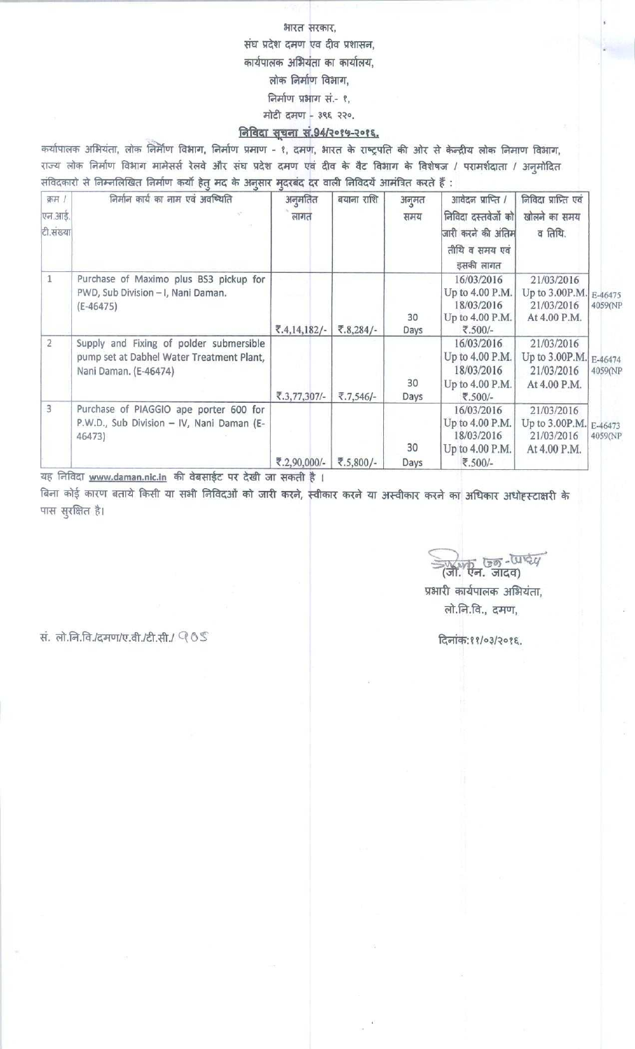भारत सरकार,
संघ प्रदेश दमण एवं दीव प्रशासन,
कार्यपालक अभियंता का कार्यालय,
लोक निर्माण विभाग,
निर्माण प्रभाग सं.- १,
मोटी दमण - ३९६ २२०.

**निविदा सूचना सं.94/२०१५-२०१६.**

कार्यपालक अभियंता, लोक निर्माण विभाग, निर्माण प्रमाण - १, दमण, भारत के राष्ट्रपति की ओर से केन्द्रीय लोक निमाण विभाग, राज्य लोक निर्माण विभाग मामेसर्स रेलवे और संघ प्रदेश दमण एवं दीव के वैट विभाग के विशेषज्ञ / परामर्शदाता / अनुमोदित संविदकारो से निम्नलिखित निर्माण कर्यो हेतु मद के अनुसार मुदरबंद दर वाली निविदयें आमंत्रित करते हैं :

| क्रम / एन.आई. टी.संख्या | निर्मान कार्य का नाम एवं अवस्थिति | अनुमतित लागत | बयाना राशि | अनुमत समय | आवेदन प्राप्ति / निविदा दस्तवेजों को जारी करने की अंतिम तीथि व समय एवं इसकी लागत | निविदा प्राप्ति एवं खोलने का समय व तिथि. | |
|---|---|---|---|---|---|---|---|
| 1 | Purchase of Maximo plus BS3 pickup for PWD, Sub Division – I, Nani Daman. (E-46475) | ₹.4,14,182/- | ₹.8,284/- | 30 Days | 16/03/2016 Up to 4.00 P.M. 18/03/2016 Up to 4.00 P.M. ₹.500/- | 21/03/2016 Up to 3.00P.M. 21/03/2016 At 4.00 P.M. | E-46475 4059(NP |
| 2 | Supply and Fixing of polder submersible pump set at Dabhel Water Treatment Plant, Nani Daman. (E-46474) | ₹.3,77,307/- | ₹.7,546/- | 30 Days | 16/03/2016 Up to 4.00 P.M. 18/03/2016 Up to 4.00 P.M. ₹.500/- | 21/03/2016 Up to 3.00P.M. 21/03/2016 At 4.00 P.M. | E-46474 4059(NP |
| 3 | Purchase of PIAGGIO ape porter 600 for P.W.D., Sub Division – IV, Nani Daman (E-46473) | ₹.2,90,000/- | ₹.5,800/- | 30 Days | 16/03/2016 Up to 4.00 P.M. 18/03/2016 Up to 4.00 P.M. ₹.500/- | 21/03/2016 Up to 3.00P.M. 21/03/2016 At 4.00 P.M. | E-46473 4059(NP |

यह निविदा **www.daman.nic.in** की वेबसाईट पर देखी जा सकती है ।

बिना कोई कारण बताये किसी या सभी निविदाओं को जारी करने, स्वीकार करने या अस्वीकार करने का अधिकार अधोहस्टाक्षरी के पास सुरक्षित है।

(जी. एन. जादव)
प्रभारी कार्यपालक अभियंता,
लो.नि.वि., दमण,

सं. लो.नि.वि./दमण/ए.वी./टी.सी./ ९०१

दिनांक:११/०३/२०१६.